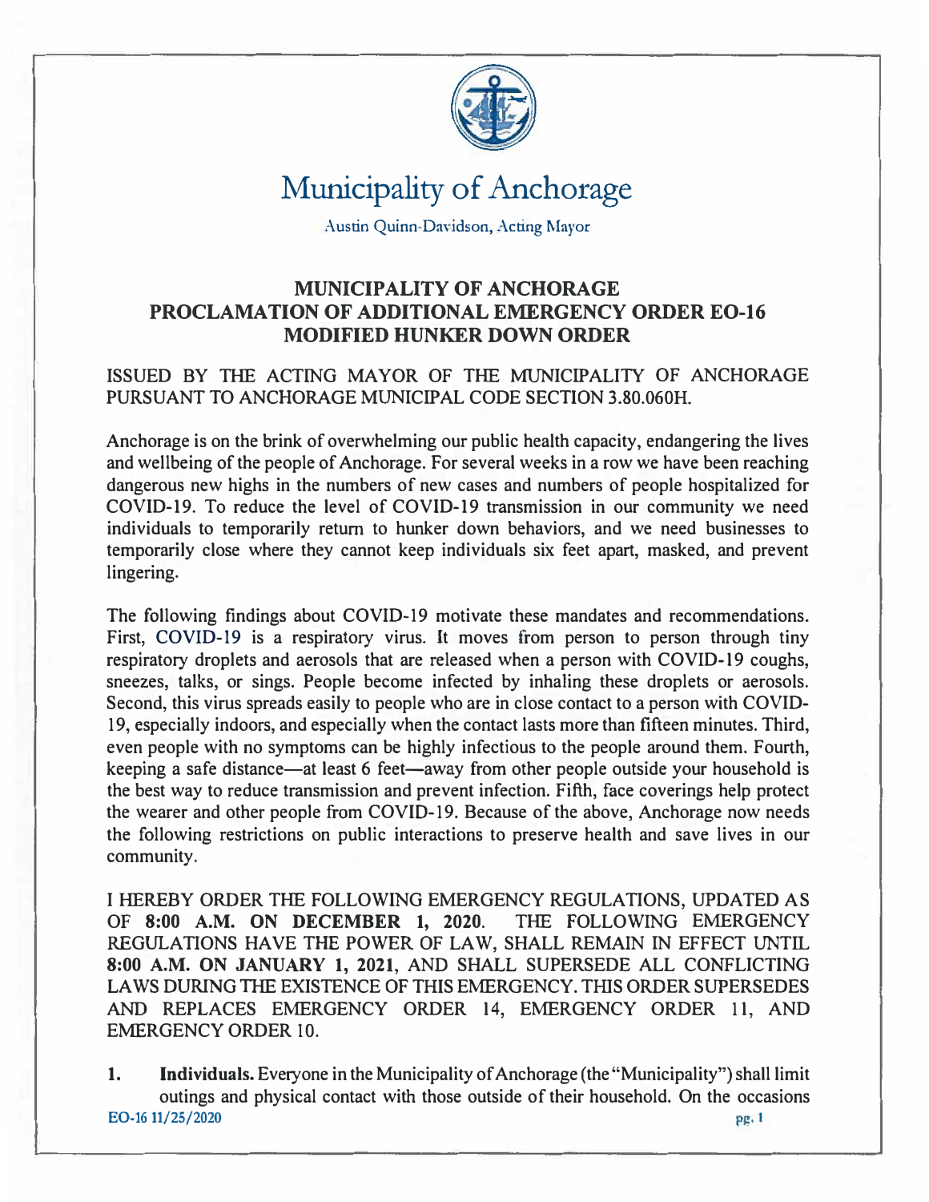# Municipality of Anchorage

Austin Quinn-Davidson, Acting Mayor

## MUNICIPALITY OF ANCHORAGE
## PROCLAMATION OF ADDITIONAL EMERGENCY ORDER EO-16
## MODIFIED HUNKER DOWN ORDER

ISSUED BY THE ACTING MAYOR OF THE MUNICIPALITY OF ANCHORAGE PURSUANT TO ANCHORAGE MUNICIPAL CODE SECTION 3.80.060H.

Anchorage is on the brink of overwhelming our public health capacity, endangering the lives and wellbeing of the people of Anchorage. For several weeks in a row we have been reaching dangerous new highs in the numbers of new cases and numbers of people hospitalized for COVID-19. To reduce the level of COVID-19 transmission in our community we need individuals to temporarily return to hunker down behaviors, and we need businesses to temporarily close where they cannot keep individuals six feet apart, masked, and prevent lingering.

The following findings about COVID-19 motivate these mandates and recommendations. First, COVID-19 is a respiratory virus. It moves from person to person through tiny respiratory droplets and aerosols that are released when a person with COVID-19 coughs, sneezes, talks, or sings. People become infected by inhaling these droplets or aerosols. Second, this virus spreads easily to people who are in close contact to a person with COVID-19, especially indoors, and especially when the contact lasts more than fifteen minutes. Third, even people with no symptoms can be highly infectious to the people around them. Fourth, keeping a safe distance—at least 6 feet—away from other people outside your household is the best way to reduce transmission and prevent infection. Fifth, face coverings help protect the wearer and other people from COVID-19. Because of the above, Anchorage now needs the following restrictions on public interactions to preserve health and save lives in our community.

I HEREBY ORDER THE FOLLOWING EMERGENCY REGULATIONS, UPDATED AS OF **8:00 A.M. ON DECEMBER 1, 2020**. THE FOLLOWING EMERGENCY REGULATIONS HAVE THE POWER OF LAW, SHALL REMAIN IN EFFECT UNTIL **8:00 A.M. ON JANUARY 1, 2021**, AND SHALL SUPERSEDE ALL CONFLICTING LAWS DURING THE EXISTENCE OF THIS EMERGENCY. THIS ORDER SUPERSEDES AND REPLACES EMERGENCY ORDER 14, EMERGENCY ORDER 11, AND EMERGENCY ORDER 10.

1. **Individuals.** Everyone in the Municipality of Anchorage (the "Municipality") shall limit outings and physical contact with those outside of their household. On the occasions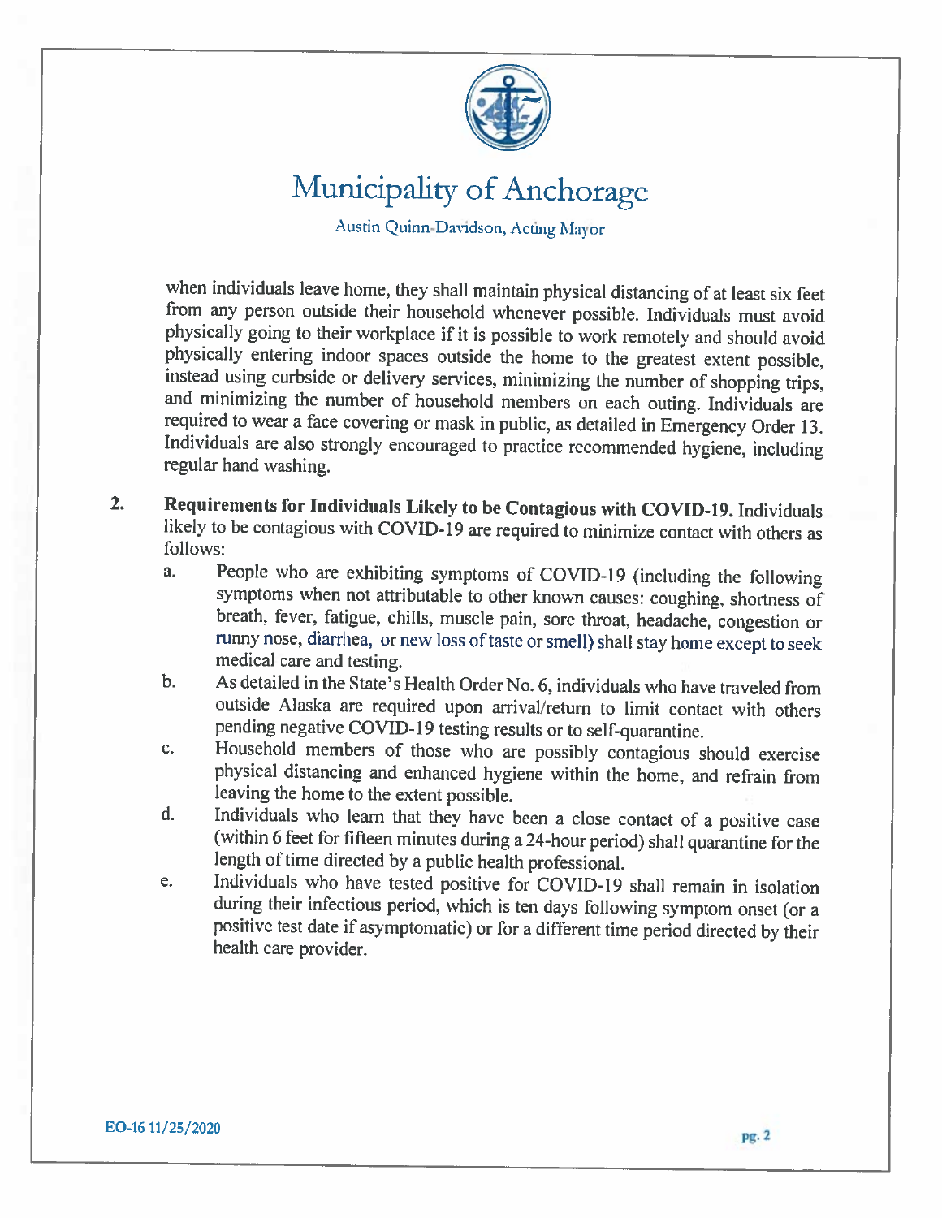when individuals leave home, they shall maintain physical distancing of at least six feet from any person outside their household whenever possible. Individuals must avoid physically going to their workplace if it is possible to work remotely and should avoid physically entering indoor spaces outside the home to the greatest extent possible, instead using curbside or delivery services, minimizing the number of shopping trips, and minimizing the number of household members on each outing. Individuals are required to wear a face covering or mask in public, as detailed in Emergency Order 13. Individuals are also strongly encouraged to practice recommended hygiene, including regular hand washing.

2. **Requirements for Individuals Likely to be Contagious with COVID-19.** Individuals likely to be contagious with COVID-19 are required to minimize contact with others as follows:
   a. People who are exhibiting symptoms of COVID-19 (including the following symptoms when not attributable to other known causes: coughing, shortness of breath, fever, fatigue, chills, muscle pain, sore throat, headache, congestion or runny nose, diarrhea, or new loss of taste or smell) shall stay home except to seek medical care and testing.
   b. As detailed in the State's Health Order No. 6, individuals who have traveled from outside Alaska are required upon arrival/return to limit contact with others pending negative COVID-19 testing results or to self-quarantine.
   c. Household members of those who are possibly contagious should exercise physical distancing and enhanced hygiene within the home, and refrain from leaving the home to the extent possible.
   d. Individuals who learn that they have been a close contact of a positive case (within 6 feet for fifteen minutes during a 24-hour period) shall quarantine for the length of time directed by a public health professional.
   e. Individuals who have tested positive for COVID-19 shall remain in isolation during their infectious period, which is ten days following symptom onset (or a positive test date if asymptomatic) or for a different time period directed by their health care provider.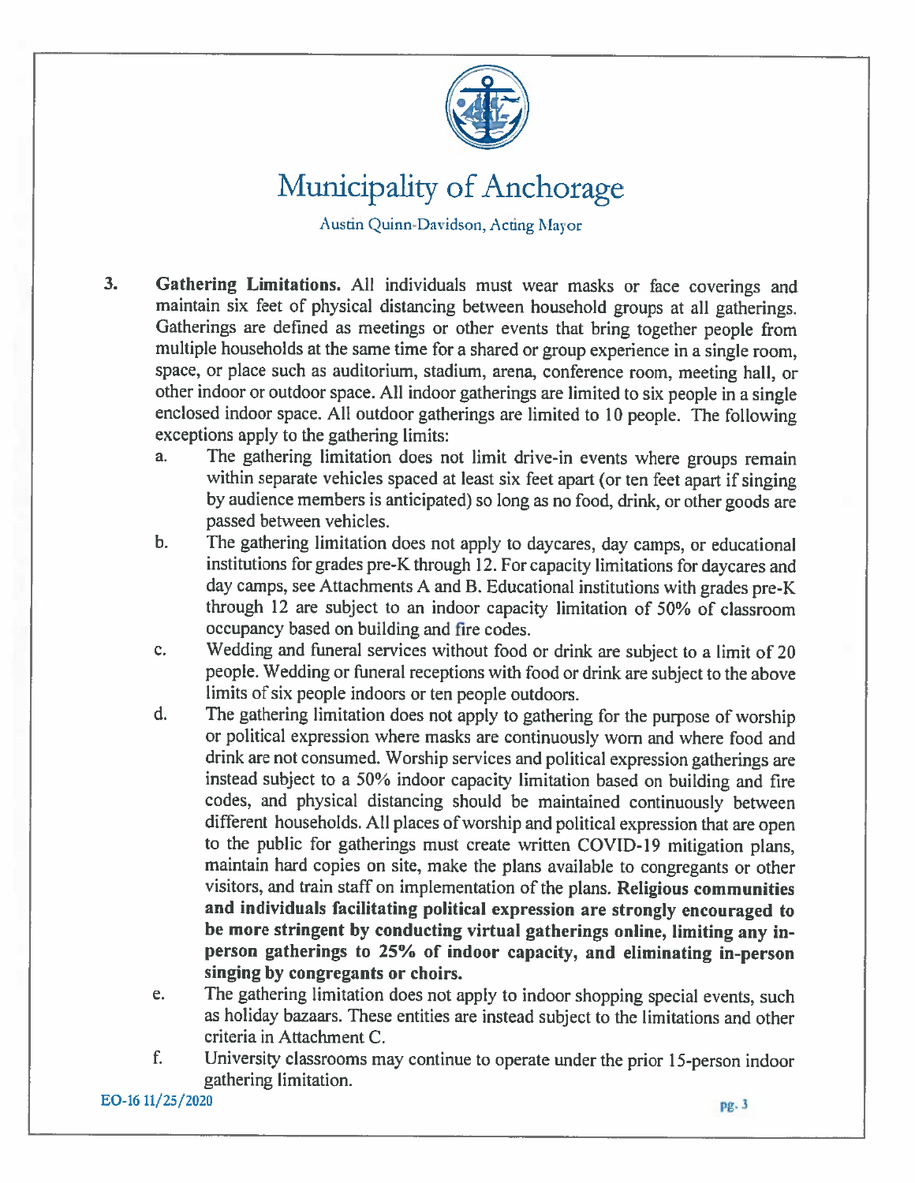3. **Gathering Limitations.** All individuals must wear masks or face coverings and maintain six feet of physical distancing between household groups at all gatherings. Gatherings are defined as meetings or other events that bring together people from multiple households at the same time for a shared or group experience in a single room, space, or place such as auditorium, stadium, arena, conference room, meeting hall, or other indoor or outdoor space. All indoor gatherings are limited to six people in a single enclosed indoor space. All outdoor gatherings are limited to 10 people. The following exceptions apply to the gathering limits:

   a. The gathering limitation does not limit drive-in events where groups remain within separate vehicles spaced at least six feet apart (or ten feet apart if singing by audience members is anticipated) so long as no food, drink, or other goods are passed between vehicles.

   b. The gathering limitation does not apply to daycares, day camps, or educational institutions for grades pre-K through 12. For capacity limitations for daycares and day camps, see Attachments A and B. Educational institutions with grades pre-K through 12 are subject to an indoor capacity limitation of 50% of classroom occupancy based on building and fire codes.

   c. Wedding and funeral services without food or drink are subject to a limit of 20 people. Wedding or funeral receptions with food or drink are subject to the above limits of six people indoors or ten people outdoors.

   d. The gathering limitation does not apply to gathering for the purpose of worship or political expression where masks are continuously worn and where food and drink are not consumed. Worship services and political expression gatherings are instead subject to a 50% indoor capacity limitation based on building and fire codes, and physical distancing should be maintained continuously between different households. All places of worship and political expression that are open to the public for gatherings must create written COVID-19 mitigation plans, maintain hard copies on site, make the plans available to congregants or other visitors, and train staff on implementation of the plans. **Religious communities and individuals facilitating political expression are strongly encouraged to be more stringent by conducting virtual gatherings online, limiting any in-person gatherings to 25% of indoor capacity, and eliminating in-person singing by congregants or choirs.**

   e. The gathering limitation does not apply to indoor shopping special events, such as holiday bazaars. These entities are instead subject to the limitations and other criteria in Attachment C.

   f. University classrooms may continue to operate under the prior 15-person indoor gathering limitation.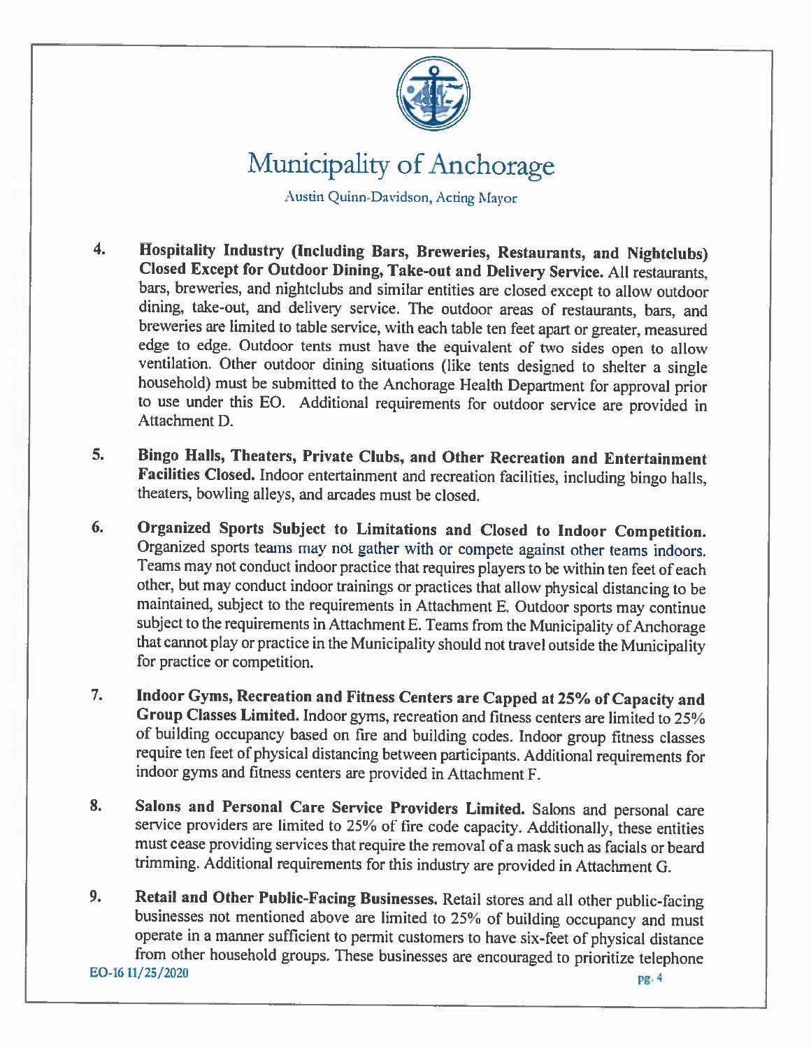4. **Hospitality Industry (Including Bars, Breweries, Restaurants, and Nightclubs) Closed Except for Outdoor Dining, Take-out and Delivery Service.** All restaurants, bars, breweries, and nightclubs and similar entities are closed except to allow outdoor dining, take-out, and delivery service. The outdoor areas of restaurants, bars, and breweries are limited to table service, with each table ten feet apart or greater, measured edge to edge. Outdoor tents must have the equivalent of two sides open to allow ventilation. Other outdoor dining situations (like tents designed to shelter a single household) must be submitted to the Anchorage Health Department for approval prior to use under this EO. Additional requirements for outdoor service are provided in Attachment D.

5. **Bingo Halls, Theaters, Private Clubs, and Other Recreation and Entertainment Facilities Closed.** Indoor entertainment and recreation facilities, including bingo halls, theaters, bowling alleys, and arcades must be closed.

6. **Organized Sports Subject to Limitations and Closed to Indoor Competition.** Organized sports teams may not gather with or compete against other teams indoors. Teams may not conduct indoor practice that requires players to be within ten feet of each other, but may conduct indoor trainings or practices that allow physical distancing to be maintained, subject to the requirements in Attachment E. Outdoor sports may continue subject to the requirements in Attachment E. Teams from the Municipality of Anchorage that cannot play or practice in the Municipality should not travel outside the Municipality for practice or competition.

7. **Indoor Gyms, Recreation and Fitness Centers are Capped at 25% of Capacity and Group Classes Limited.** Indoor gyms, recreation and fitness centers are limited to 25% of building occupancy based on fire and building codes. Indoor group fitness classes require ten feet of physical distancing between participants. Additional requirements for indoor gyms and fitness centers are provided in Attachment F.

8. **Salons and Personal Care Service Providers Limited.** Salons and personal care service providers are limited to 25% of fire code capacity. Additionally, these entities must cease providing services that require the removal of a mask such as facials or beard trimming. Additional requirements for this industry are provided in Attachment G.

9. **Retail and Other Public-Facing Businesses.** Retail stores and all other public-facing businesses not mentioned above are limited to 25% of building occupancy and must operate in a manner sufficient to permit customers to have six-feet of physical distance from other household groups. These businesses are encouraged to prioritize telephone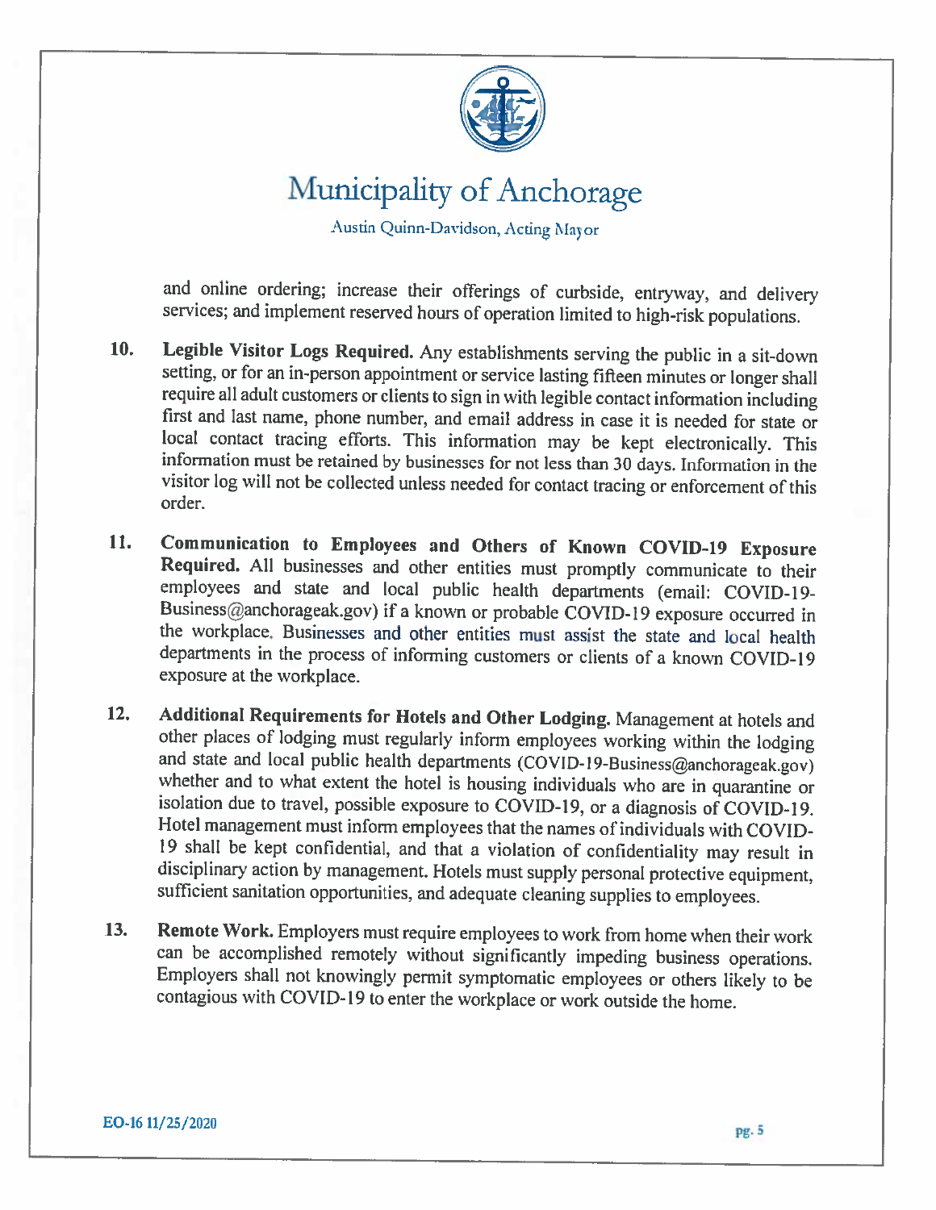and online ordering; increase their offerings of curbside, entryway, and delivery services; and implement reserved hours of operation limited to high-risk populations.

10. **Legible Visitor Logs Required.** Any establishments serving the public in a sit-down setting, or for an in-person appointment or service lasting fifteen minutes or longer shall require all adult customers or clients to sign in with legible contact information including first and last name, phone number, and email address in case it is needed for state or local contact tracing efforts. This information may be kept electronically. This information must be retained by businesses for not less than 30 days. Information in the visitor log will not be collected unless needed for contact tracing or enforcement of this order.

11. **Communication to Employees and Others of Known COVID-19 Exposure Required.** All businesses and other entities must promptly communicate to their employees and state and local public health departments (email: COVID-19-Business@anchorageak.gov) if a known or probable COVID-19 exposure occurred in the workplace. Businesses and other entities must assist the state and local health departments in the process of informing customers or clients of a known COVID-19 exposure at the workplace.

12. **Additional Requirements for Hotels and Other Lodging.** Management at hotels and other places of lodging must regularly inform employees working within the lodging and state and local public health departments (COVID-19-Business@anchorageak.gov) whether and to what extent the hotel is housing individuals who are in quarantine or isolation due to travel, possible exposure to COVID-19, or a diagnosis of COVID-19. Hotel management must inform employees that the names of individuals with COVID-19 shall be kept confidential, and that a violation of confidentiality may result in disciplinary action by management. Hotels must supply personal protective equipment, sufficient sanitation opportunities, and adequate cleaning supplies to employees.

13. **Remote Work.** Employers must require employees to work from home when their work can be accomplished remotely without significantly impeding business operations. Employers shall not knowingly permit symptomatic employees or others likely to be contagious with COVID-19 to enter the workplace or work outside the home.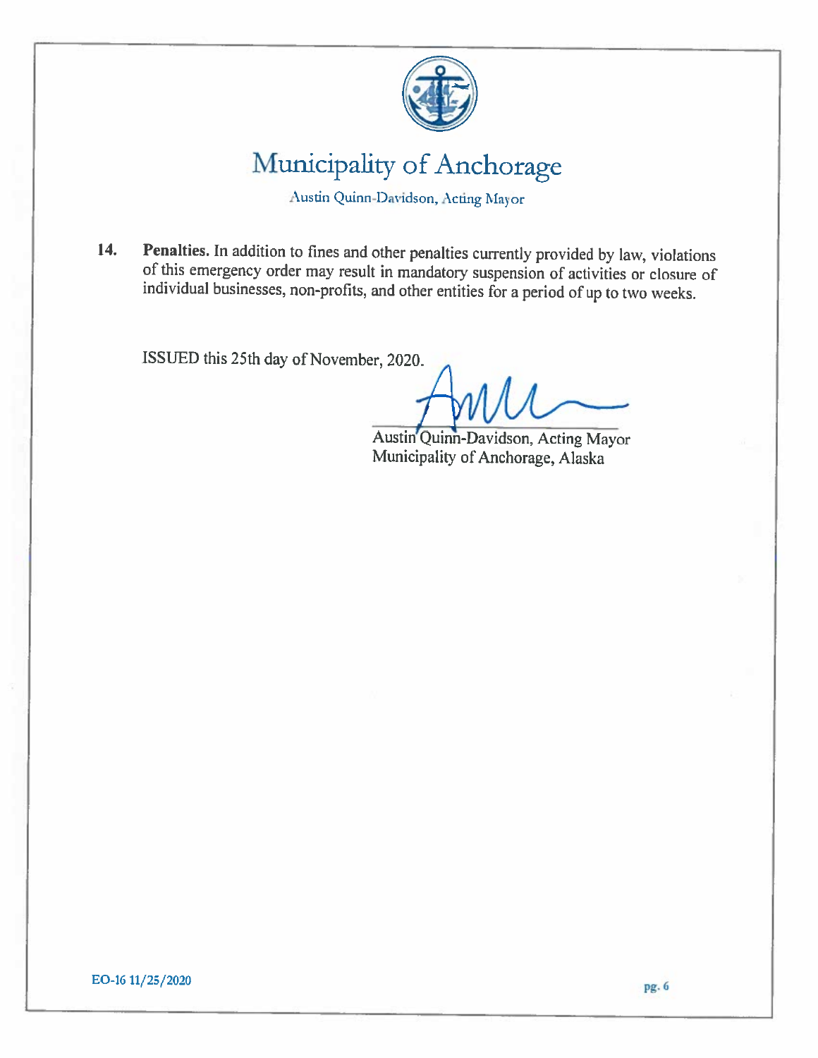# Municipality of Anchorage

Austin Quinn-Davidson, Acting Mayor

14. **Penalties.** In addition to fines and other penalties currently provided by law, violations of this emergency order may result in mandatory suspension of activities or closure of individual businesses, non-profits, and other entities for a period of up to two weeks.

ISSUED this 25th day of November, 2020.

Austin Quinn-Davidson, Acting Mayor
Municipality of Anchorage, Alaska